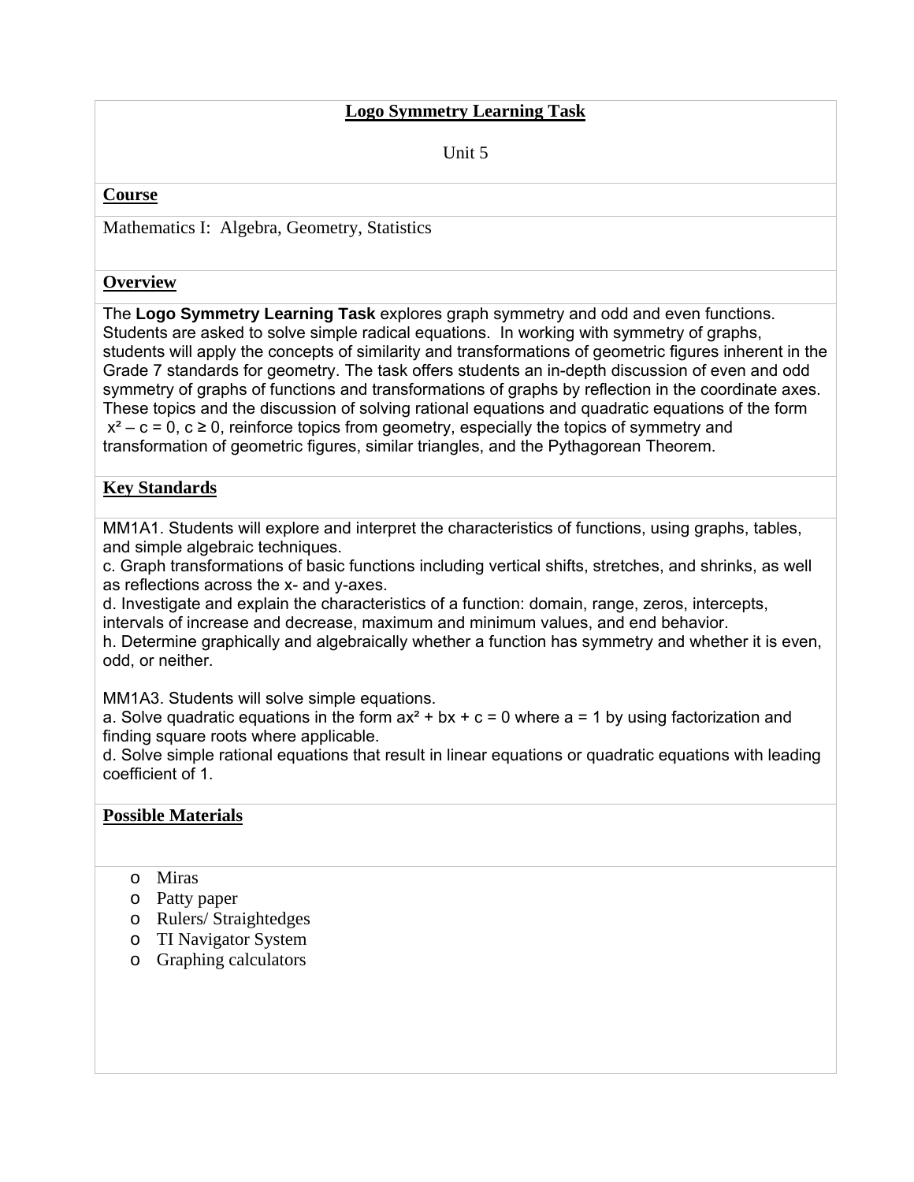# Logo Symmetry Learning Task

Unit 5

## Course

Mathematics I: Algebra, Geometry, Statistics

## Overview

The **Logo Symmetry Learning Task** explores graph symmetry and odd and even functions. Students are asked to solve simple radical equations. In working with symmetry of graphs, students will apply the concepts of similarity and transformations of geometric figures inherent in the Grade 7 standards for geometry. The task offers students an in-depth discussion of even and odd symmetry of graphs of functions and transformations of graphs by reflection in the coordinate axes. These topics and the discussion of solving rational equations and quadratic equations of the form $x^2 - c = 0$, $c \geq 0$, reinforce topics from geometry, especially the topics of symmetry and transformation of geometric figures, similar triangles, and the Pythagorean Theorem.

## Key Standards

MM1A1. Students will explore and interpret the characteristics of functions, using graphs, tables, and simple algebraic techniques.

c. Graph transformations of basic functions including vertical shifts, stretches, and shrinks, as well as reflections across the x- and y-axes.

d. Investigate and explain the characteristics of a function: domain, range, zeros, intercepts, intervals of increase and decrease, maximum and minimum values, and end behavior.

h. Determine graphically and algebraically whether a function has symmetry and whether it is even, odd, or neither.

MM1A3. Students will solve simple equations.

a. Solve quadratic equations in the form $ax^2 + bx + c = 0$ where $a = 1$ by using factorization and finding square roots where applicable.

d. Solve simple rational equations that result in linear equations or quadratic equations with leading coefficient of 1.

## Possible Materials

- Miras
- Patty paper
- Rulers/ Straightedges
- TI Navigator System
- Graphing calculators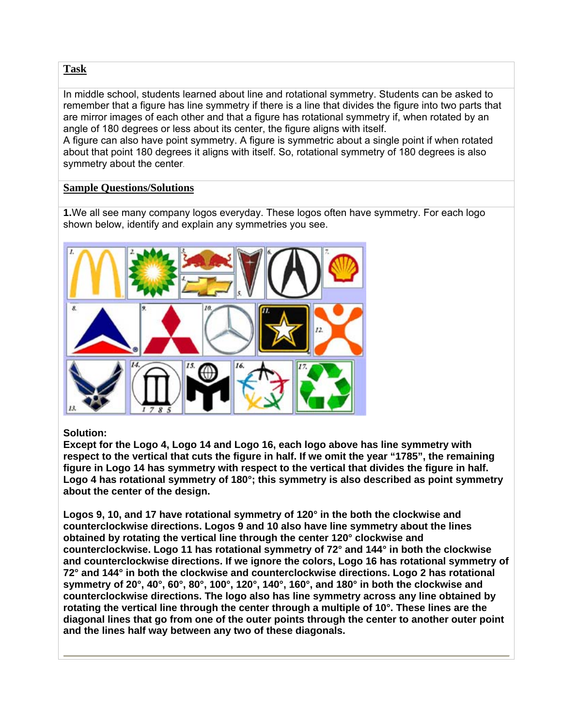**Task**

In middle school, students learned about line and rotational symmetry. Students can be asked to remember that a figure has line symmetry if there is a line that divides the figure into two parts that are mirror images of each other and that a figure has rotational symmetry if, when rotated by an angle of 180 degrees or less about its center, the figure aligns with itself.
A figure can also have point symmetry. A figure is symmetric about a single point if when rotated about that point 180 degrees it aligns with itself. So, rotational symmetry of 180 degrees is also symmetry about the center.

**Sample Questions/Solutions**

**1.** We all see many company logos everyday. These logos often have symmetry. For each logo shown below, identify and explain any symmetries you see.

**Solution:**
**Except for the Logo 4, Logo 14 and Logo 16, each logo above has line symmetry with respect to the vertical that cuts the figure in half. If we omit the year "1785", the remaining figure in Logo 14 has symmetry with respect to the vertical that divides the figure in half. Logo 4 has rotational symmetry of 180°; this symmetry is also described as point symmetry about the center of the design.**

**Logos 9, 10, and 17 have rotational symmetry of 120° in the both the clockwise and counterclockwise directions. Logos 9 and 10 also have line symmetry about the lines obtained by rotating the vertical line through the center 120° clockwise and counterclockwise. Logo 11 has rotational symmetry of 72° and 144° in both the clockwise and counterclockwise directions. If we ignore the colors, Logo 16 has rotational symmetry of 72° and 144° in both the clockwise and counterclockwise directions. Logo 2 has rotational symmetry of 20°, 40°, 60°, 80°, 100°, 120°, 140°, 160°, and 180° in both the clockwise and counterclockwise directions. The logo also has line symmetry across any line obtained by rotating the vertical line through the center through a multiple of 10°. These lines are the diagonal lines that go from one of the outer points through the center to another outer point and the lines half way between any two of these diagonals.**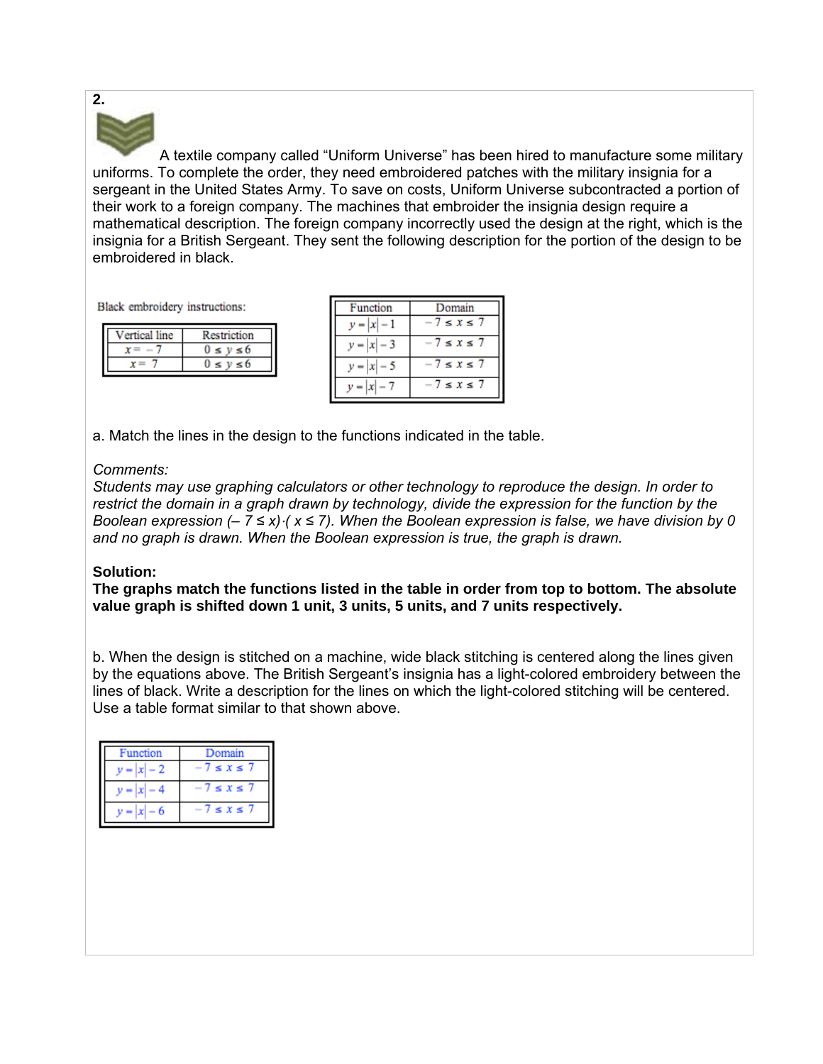**2.**

A textile company called "Uniform Universe" has been hired to manufacture some military uniforms. To complete the order, they need embroidered patches with the military insignia for a sergeant in the United States Army. To save on costs, Uniform Universe subcontracted a portion of their work to a foreign company. The machines that embroider the insignia design require a mathematical description. The foreign company incorrectly used the design at the right, which is the insignia for a British Sergeant. They sent the following description for the portion of the design to be embroidered in black.

Black embroidery instructions:

| Vertical line | Restriction |
|---|---|
| $x = -7$ | $0 \le y \le 6$ |
| $x = 7$ | $0 \le y \le 6$ |

| Function | Domain |
|---|---|
| $y = \lvert x \rvert - 1$ | $-7 \le x \le 7$ |
| $y = \lvert x \rvert - 3$ | $-7 \le x \le 7$ |
| $y = \lvert x \rvert - 5$ | $-7 \le x \le 7$ |
| $y = \lvert x \rvert - 7$ | $-7 \le x \le 7$ |

a. Match the lines in the design to the functions indicated in the table.

*Comments:*
*Students may use graphing calculators or other technology to reproduce the design. In order to restrict the domain in a graph drawn by technology, divide the expression for the function by the Boolean expression $(-7 \le x)\cdot(x \le 7)$. When the Boolean expression is false, we have division by 0 and no graph is drawn. When the Boolean expression is true, the graph is drawn.*

**Solution:**
**The graphs match the functions listed in the table in order from top to bottom. The absolute value graph is shifted down 1 unit, 3 units, 5 units, and 7 units respectively.**

b. When the design is stitched on a machine, wide black stitching is centered along the lines given by the equations above. The British Sergeant's insignia has a light-colored embroidery between the lines of black. Write a description for the lines on which the light-colored stitching will be centered. Use a table format similar to that shown above.

| Function | Domain |
|---|---|
| $y = \lvert x \rvert - 2$ | $-7 \le x \le 7$ |
| $y = \lvert x \rvert - 4$ | $-7 \le x \le 7$ |
| $y = \lvert x \rvert - 6$ | $-7 \le x \le 7$ |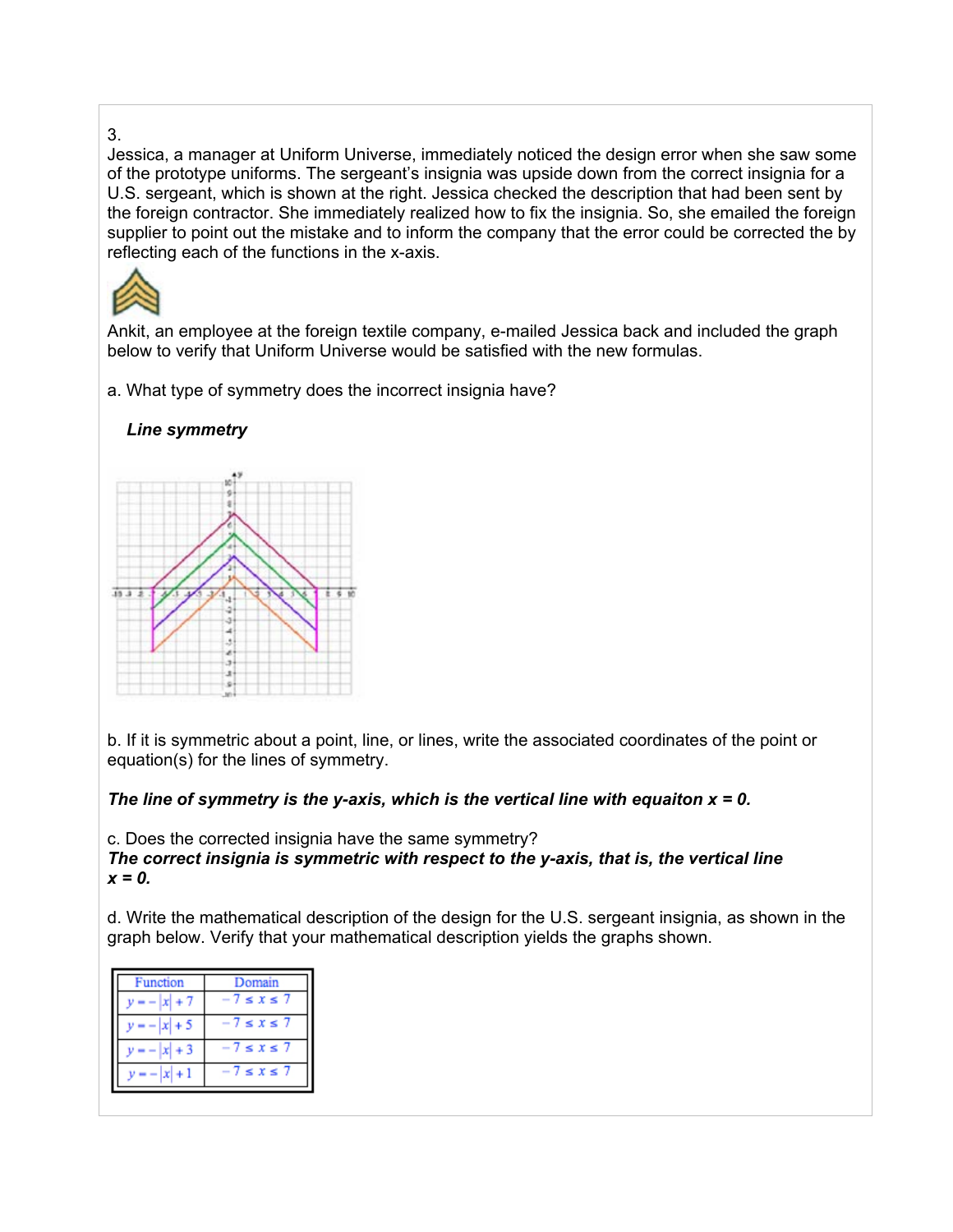3.

Jessica, a manager at Uniform Universe, immediately noticed the design error when she saw some of the prototype uniforms. The sergeant's insignia was upside down from the correct insignia for a U.S. sergeant, which is shown at the right. Jessica checked the description that had been sent by the foreign contractor. She immediately realized how to fix the insignia. So, she emailed the foreign supplier to point out the mistake and to inform the company that the error could be corrected the by reflecting each of the functions in the x-axis.

Ankit, an employee at the foreign textile company, e-mailed Jessica back and included the graph below to verify that Uniform Universe would be satisfied with the new formulas.

a. What type of symmetry does the incorrect insignia have?

***Line symmetry***

b. If it is symmetric about a point, line, or lines, write the associated coordinates of the point or equation(s) for the lines of symmetry.

***The line of symmetry is the y-axis, which is the vertical line with equaiton x = 0.***

c. Does the corrected insignia have the same symmetry?

***The correct insignia is symmetric with respect to the y-axis, that is, the vertical line x = 0.***

d. Write the mathematical description of the design for the U.S. sergeant insignia, as shown in the graph below. Verify that your mathematical description yields the graphs shown.

| Function | Domain |
| --- | --- |
| $y = -\lvert x \rvert + 7$ | $-7 \leq x \leq 7$ |
| $y = -\lvert x \rvert + 5$ | $-7 \leq x \leq 7$ |
| $y = -\lvert x \rvert + 3$ | $-7 \leq x \leq 7$ |
| $y = -\lvert x \rvert + 1$ | $-7 \leq x \leq 7$ |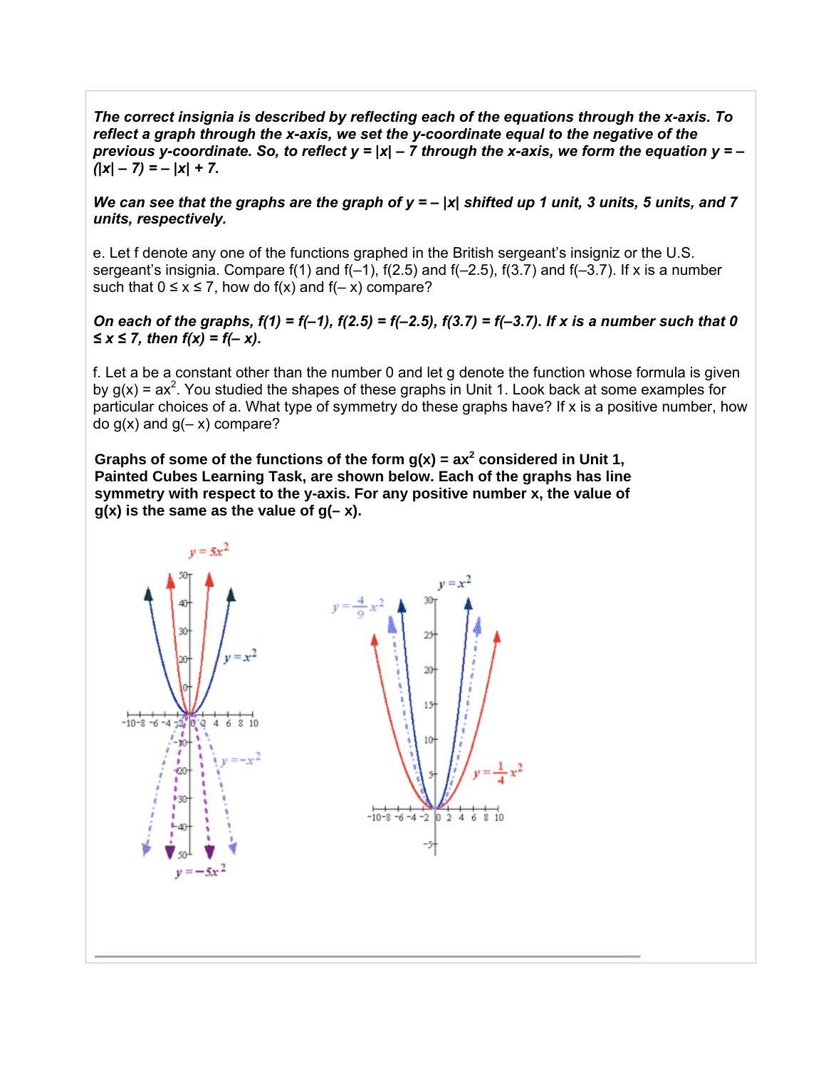***The correct insignia is described by reflecting each of the equations through the x-axis. To reflect a graph through the x-axis, we set the y-coordinate equal to the negative of the previous y-coordinate. So, to reflect $y = |x| - 7$ through the x-axis, we form the equation $y = -(|x| - 7) = -|x| + 7$.***

***We can see that the graphs are the graph of $y = -|x|$ shifted up 1 unit, 3 units, 5 units, and 7 units, respectively.***

e. Let f denote any one of the functions graphed in the British sergeant's insigniz or the U.S. sergeant's insignia. Compare f(1) and f(–1), f(2.5) and f(–2.5), f(3.7) and f(–3.7). If x is a number such that $0 \le x \le 7$, how do f(x) and f(– x) compare?

***On each of the graphs, $f(1) = f(-1)$, $f(2.5) = f(-2.5)$, $f(3.7) = f(-3.7)$. If x is a number such that $0 \le x \le 7$, then $f(x) = f(-x)$.***

f. Let a be a constant other than the number 0 and let g denote the function whose formula is given by $g(x) = ax^2$. You studied the shapes of these graphs in Unit 1. Look back at some examples for particular choices of a. What type of symmetry do these graphs have? If x is a positive number, how do g(x) and g(– x) compare?

**Graphs of some of the functions of the form $g(x) = ax^2$ considered in Unit 1, Painted Cubes Learning Task, are shown below. Each of the graphs has line symmetry with respect to the y-axis. For any positive number x, the value of g(x) is the same as the value of g(– x).**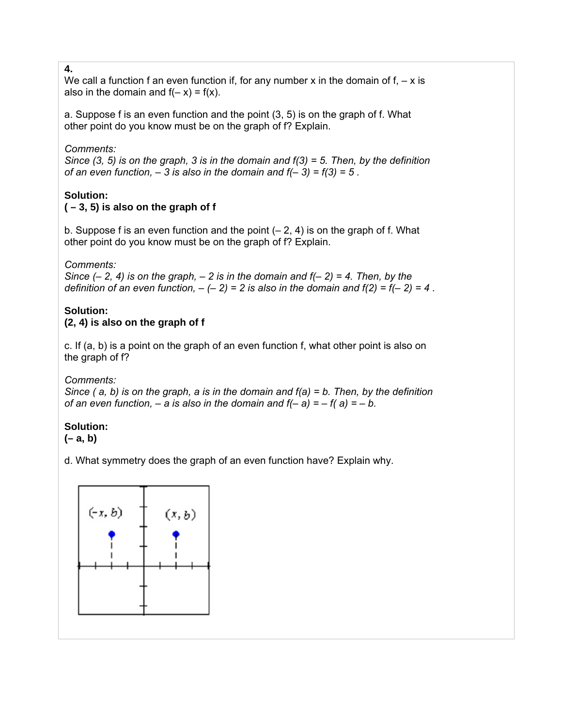**4.**
We call a function f an even function if, for any number x in the domain of f, – x is also in the domain and f(– x) = f(x).

a. Suppose f is an even function and the point (3, 5) is on the graph of f. What other point do you know must be on the graph of f? Explain.

*Comments:*
*Since (3, 5) is on the graph, 3 is in the domain and f(3) = 5. Then, by the definition of an even function, – 3 is also in the domain and f(– 3) = f(3) = 5 .*

**Solution:**
**( – 3, 5) is also on the graph of f**

b. Suppose f is an even function and the point (– 2, 4) is on the graph of f. What other point do you know must be on the graph of f? Explain.

*Comments:*
*Since (– 2, 4) is on the graph, – 2 is in the domain and f(– 2) = 4. Then, by the definition of an even function, – (– 2) = 2 is also in the domain and f(2) = f(– 2) = 4 .*

**Solution:**
**(2, 4) is also on the graph of f**

c. If (a, b) is a point on the graph of an even function f, what other point is also on the graph of f?

*Comments:*
*Since ( a, b) is on the graph, a is in the domain and f(a) = b. Then, by the definition of an even function, – a is also in the domain and f(– a) = – f( a) = – b.*

**Solution:**
**(– a, b)**

d. What symmetry does the graph of an even function have? Explain why.

(–x, b) (x, b)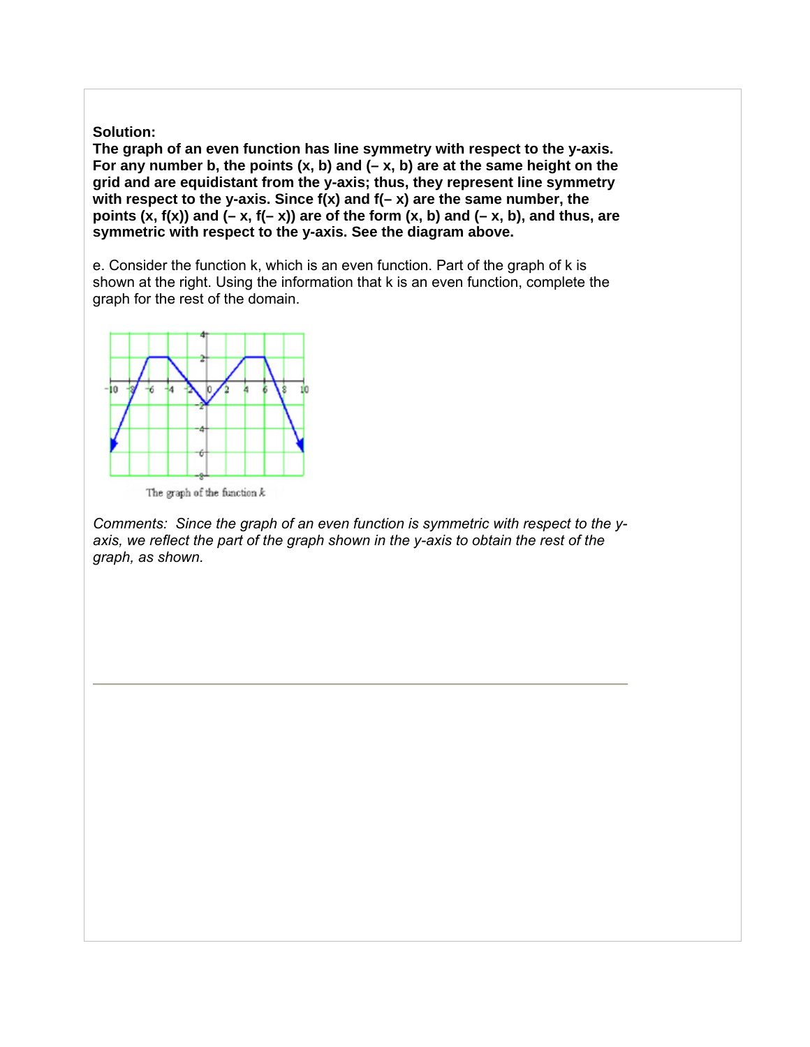**Solution:**
**The graph of an even function has line symmetry with respect to the y-axis. For any number b, the points (x, b) and (– x, b) are at the same height on the grid and are equidistant from the y-axis; thus, they represent line symmetry with respect to the y-axis. Since f(x) and f(– x) are the same number, the points (x, f(x)) and (– x, f(– x)) are of the form (x, b) and (– x, b), and thus, are symmetric with respect to the y-axis. See the diagram above.**

e. Consider the function k, which is an even function. Part of the graph of k is shown at the right. Using the information that k is an even function, complete the graph for the rest of the domain.

The graph of the function $k$

*Comments: Since the graph of an even function is symmetric with respect to the y-axis, we reflect the part of the graph shown in the y-axis to obtain the rest of the graph, as shown.*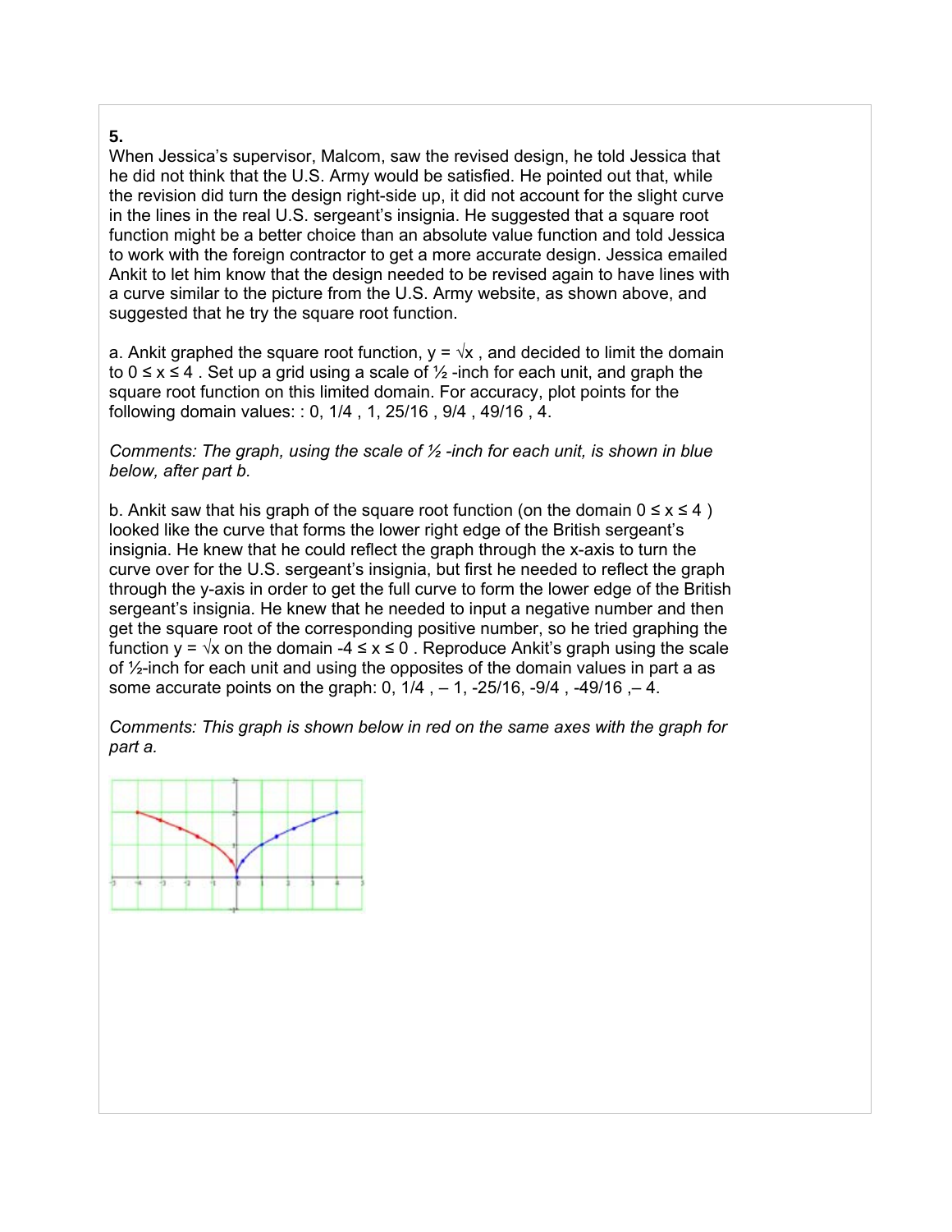**5.**

When Jessica's supervisor, Malcom, saw the revised design, he told Jessica that he did not think that the U.S. Army would be satisfied. He pointed out that, while the revision did turn the design right-side up, it did not account for the slight curve in the lines in the real U.S. sergeant's insignia. He suggested that a square root function might be a better choice than an absolute value function and told Jessica to work with the foreign contractor to get a more accurate design. Jessica emailed Ankit to let him know that the design needed to be revised again to have lines with a curve similar to the picture from the U.S. Army website, as shown above, and suggested that he try the square root function.

a. Ankit graphed the square root function, $y = \sqrt{x}$, and decided to limit the domain to $0 \le x \le 4$. Set up a grid using a scale of ½ -inch for each unit, and graph the square root function on this limited domain. For accuracy, plot points for the following domain values: : 0, 1/4 , 1, 25/16 , 9/4 , 49/16 , 4.

*Comments: The graph, using the scale of ½ -inch for each unit, is shown in blue below, after part b.*

b. Ankit saw that his graph of the square root function (on the domain $0 \le x \le 4$ ) looked like the curve that forms the lower right edge of the British sergeant's insignia. He knew that he could reflect the graph through the x-axis to turn the curve over for the U.S. sergeant's insignia, but first he needed to reflect the graph through the y-axis in order to get the full curve to form the lower edge of the British sergeant's insignia. He knew that he needed to input a negative number and then get the square root of the corresponding positive number, so he tried graphing the function $y = \sqrt{x}$ on the domain $-4 \le x \le 0$. Reproduce Ankit's graph using the scale of ½-inch for each unit and using the opposites of the domain values in part a as some accurate points on the graph: 0, 1/4 , – 1, -25/16, -9/4 , -49/16 ,– 4.

*Comments: This graph is shown below in red on the same axes with the graph for part a.*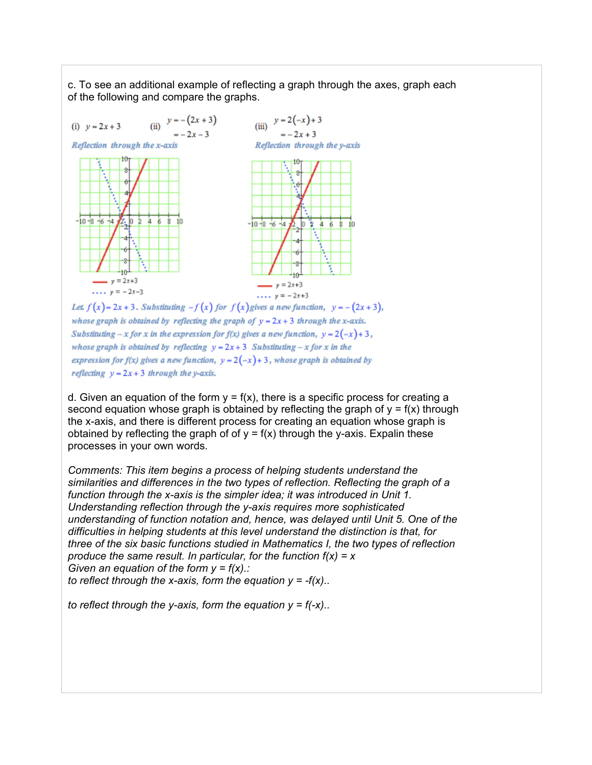c. To see an additional example of reflecting a graph through the axes, graph each of the following and compare the graphs.

(i) $y = 2x + 3$ (ii) $y = -(2x + 3)$
$= -2x - 3$

*Reflection through the x-axis*

(iii) $y = 2(-x) + 3$
$= -2x + 3$

*Reflection through the y-axis*

*Let $f(x) = 2x + 3$. Substituting $-f(x)$ for $f(x)$ gives a new function, $y = -(2x + 3)$, whose graph is obtained by reflecting the graph of $y = 2x + 3$ through the x-axis. Substituting $-x$ for $x$ in the expression for f(x) gives a new function, $y = 2(-x) + 3$, whose graph is obtained by reflecting $y = 2x + 3$ Substituting $-x$ for $x$ in the expression for f(x) gives a new function, $y = 2(-x) + 3$, whose graph is obtained by reflecting $y = 2x + 3$ through the y-axis.*

d. Given an equation of the form y = f(x), there is a specific process for creating a second equation whose graph is obtained by reflecting the graph of y = f(x) through the x-axis, and there is different process for creating an equation whose graph is obtained by reflecting the graph of of y = f(x) through the y-axis. Expalin these processes in your own words.

*Comments: This item begins a process of helping students understand the similarities and differences in the two types of reflection. Reflecting the graph of a function through the x-axis is the simpler idea; it was introduced in Unit 1. Understanding reflection through the y-axis requires more sophisticated understanding of function notation and, hence, was delayed until Unit 5. One of the difficulties in helping students at this level understand the distinction is that, for three of the six basic functions studied in Mathematics I, the two types of reflection produce the same result. In particular, for the function f(x) = x*
*Given an equation of the form y = f(x).:*
*to reflect through the x-axis, form the equation y = -f(x)..*

*to reflect through the y-axis, form the equation y = f(-x)..*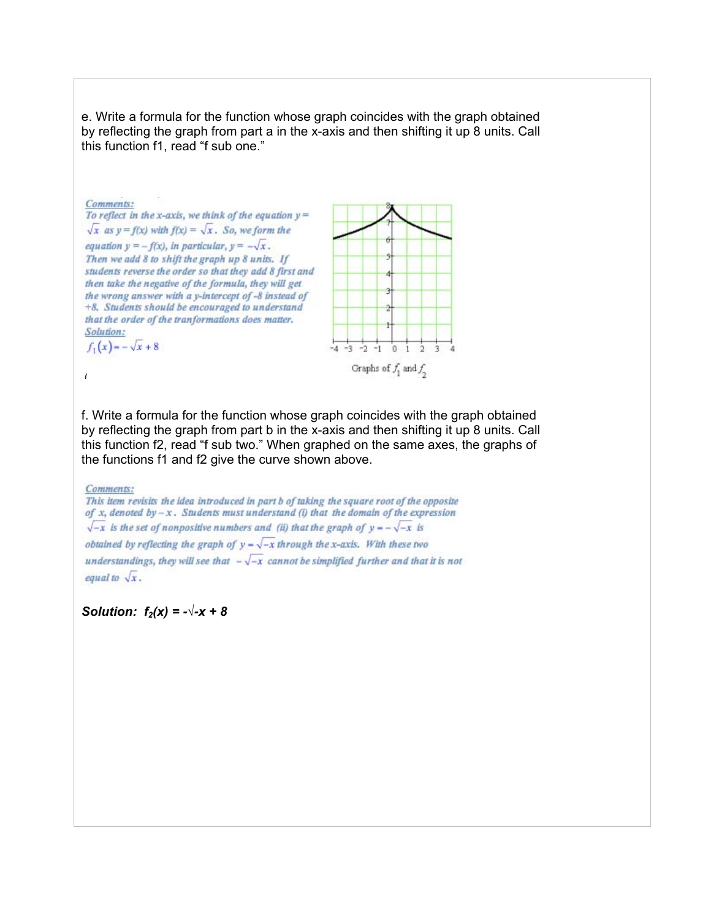e. Write a formula for the function whose graph coincides with the graph obtained by reflecting the graph from part a in the x-axis and then shifting it up 8 units. Call this function f1, read "f sub one."

*Comments:*
*To reflect in the x-axis, we think of the equation $y = \sqrt{x}$ as $y = f(x)$ with $f(x) = \sqrt{x}$. So, we form the equation $y = -f(x)$, in particular, $y = -\sqrt{x}$. Then we add 8 to shift the graph up 8 units. If students reverse the order so that they add 8 first and then take the negative of the formula, they will get the wrong answer with a y-intercept of -8 instead of +8. Students should be encouraged to understand that the order of the tranformations does matter.*

*Solution:*
$f_1(x) = -\sqrt{x} + 8$

Graphs of $f_1$ and $f_2$

f. Write a formula for the function whose graph coincides with the graph obtained by reflecting the graph from part b in the x-axis and then shifting it up 8 units. Call this function f2, read "f sub two." When graphed on the same axes, the graphs of the functions f1 and f2 give the curve shown above.

*Comments:*
*This item revisits the idea introduced in part b of taking the square root of the opposite of x, denoted by $-x$. Students must understand (i) that the domain of the expression $\sqrt{-x}$ is the set of nonpositive numbers and (ii) that the graph of $y = -\sqrt{-x}$ is obtained by reflecting the graph of $y = \sqrt{-x}$ through the x-axis. With these two understandings, they will see that $-\sqrt{-x}$ cannot be simplified further and that it is not equal to $\sqrt{x}$.*

***Solution:** $f_2(x) = -\sqrt{-x} + 8$*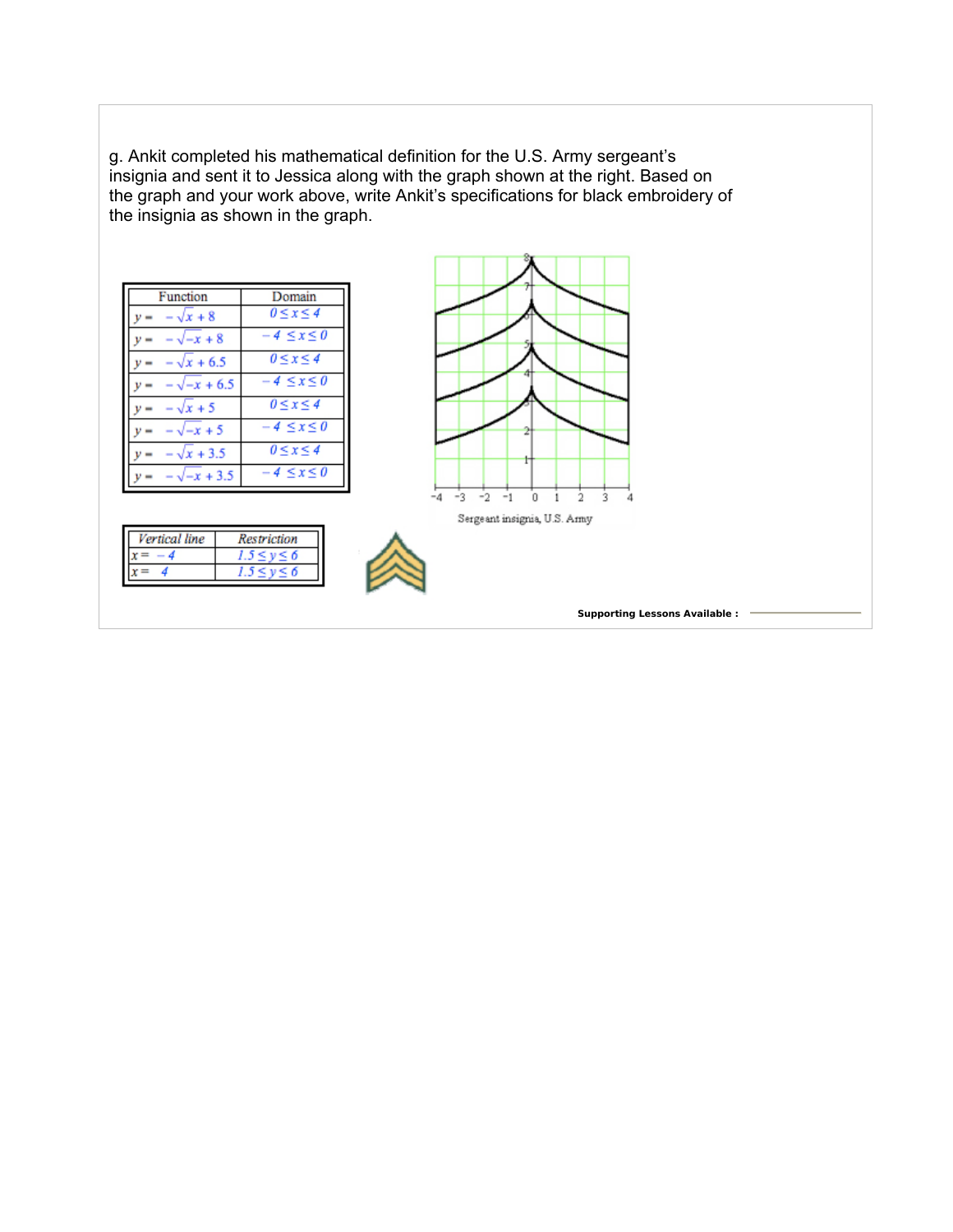g. Ankit completed his mathematical definition for the U.S. Army sergeant's insignia and sent it to Jessica along with the graph shown at the right. Based on the graph and your work above, write Ankit's specifications for black embroidery of the insignia as shown in the graph.

| Function | Domain |
|---|---|
| $y = -\sqrt{x} + 8$ | $0 \le x \le 4$ |
| $y = -\sqrt{-x} + 8$ | $-4 \le x \le 0$ |
| $y = -\sqrt{x} + 6.5$ | $0 \le x \le 4$ |
| $y = -\sqrt{-x} + 6.5$ | $-4 \le x \le 0$ |
| $y = -\sqrt{x} + 5$ | $0 \le x \le 4$ |
| $y = -\sqrt{-x} + 5$ | $-4 \le x \le 0$ |
| $y = -\sqrt{x} + 3.5$ | $0 \le x \le 4$ |
| $y = -\sqrt{-x} + 3.5$ | $-4 \le x \le 0$ |

| Vertical line | Restriction |
|---|---|
| $x = -4$ | $1.5 \le y \le 6$ |
| $x = 4$ | $1.5 \le y \le 6$ |

8
7
5
4
2
1
-4 -3 -2 -1 0 1 2 3 4
Sergeant insignia, U.S. Army

Supporting Lessons Available :